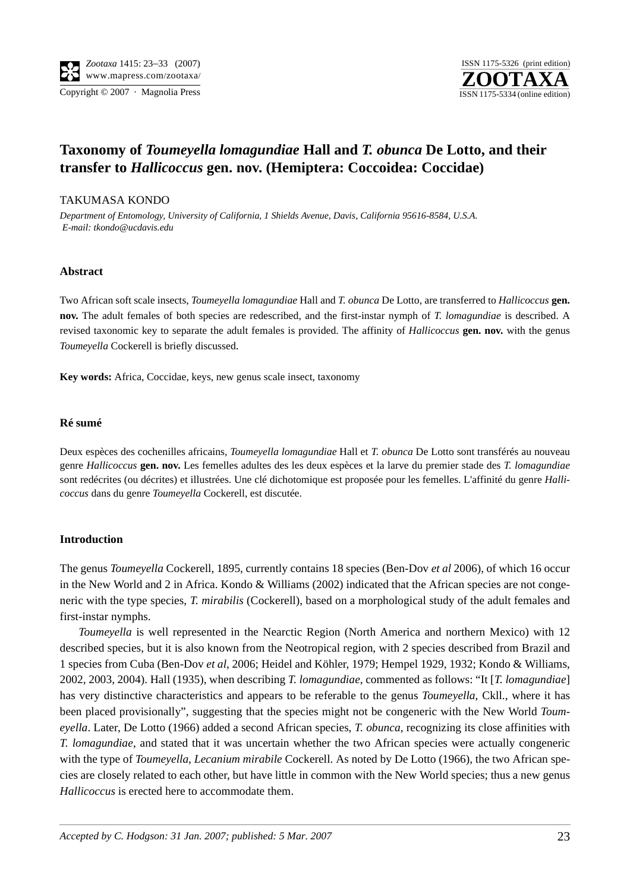# Taxonomy of *Toumeyella lomagundiae* Hall and *T. obunca* De Lotto, and their transfer to *Hallicoccus* gen. nov. (Hemiptera: Coccoidea: Coccidae)

TAKUMASA KONDO

*Department of Entomology, University of California, 1 Shields Avenue, Davis, California 95616-8584, U.S.A.*
*E-mail: tkondo@ucdavis.edu*

### Abstract

Two African soft scale insects, *Toumeyella lomagundiae* Hall and *T. obunca* De Lotto, are transferred to *Hallicoccus* **gen. nov.** The adult females of both species are redescribed, and the first-instar nymph of *T. lomagundiae* is described. A revised taxonomic key to separate the adult females is provided. The affinity of *Hallicoccus* **gen. nov.** with the genus *Toumeyella* Cockerell is briefly discussed.

**Key words:** Africa, Coccidae, keys, new genus scale insect, taxonomy

### Ré sumé

Deux espèces des cochenilles africains, *Toumeyella lomagundiae* Hall et *T. obunca* De Lotto sont transférés au nouveau genre *Hallicoccus* **gen. nov.** Les femelles adultes des les deux espèces et la larve du premier stade des *T. lomagundiae* sont redécrites (ou décrites) et illustrées. Une clé dichotomique est proposée pour les femelles. L'affinité du genre *Hallicoccus* dans du genre *Toumeyella* Cockerell, est discutée.

### Introduction

The genus *Toumeyella* Cockerell, 1895, currently contains 18 species (Ben-Dov *et al* 2006), of which 16 occur in the New World and 2 in Africa. Kondo & Williams (2002) indicated that the African species are not congeneric with the type species, *T. mirabilis* (Cockerell), based on a morphological study of the adult females and first-instar nymphs.

*Toumeyella* is well represented in the Nearctic Region (North America and northern Mexico) with 12 described species, but it is also known from the Neotropical region, with 2 species described from Brazil and 1 species from Cuba (Ben-Dov *et al*, 2006; Heidel and Köhler, 1979; Hempel 1929, 1932; Kondo & Williams, 2002, 2003, 2004). Hall (1935), when describing *T. lomagundiae*, commented as follows: "It [*T. lomagundiae*] has very distinctive characteristics and appears to be referable to the genus *Toumeyella*, Ckll., where it has been placed provisionally", suggesting that the species might not be congeneric with the New World *Toumeyella*. Later, De Lotto (1966) added a second African species, *T. obunca*, recognizing its close affinities with *T. lomagundiae*, and stated that it was uncertain whether the two African species were actually congeneric with the type of *Toumeyella*, *Lecanium mirabile* Cockerell. As noted by De Lotto (1966), the two African species are closely related to each other, but have little in common with the New World species; thus a new genus *Hallicoccus* is erected here to accommodate them.

*Accepted by C. Hodgson: 31 Jan. 2007; published: 5 Mar. 2007*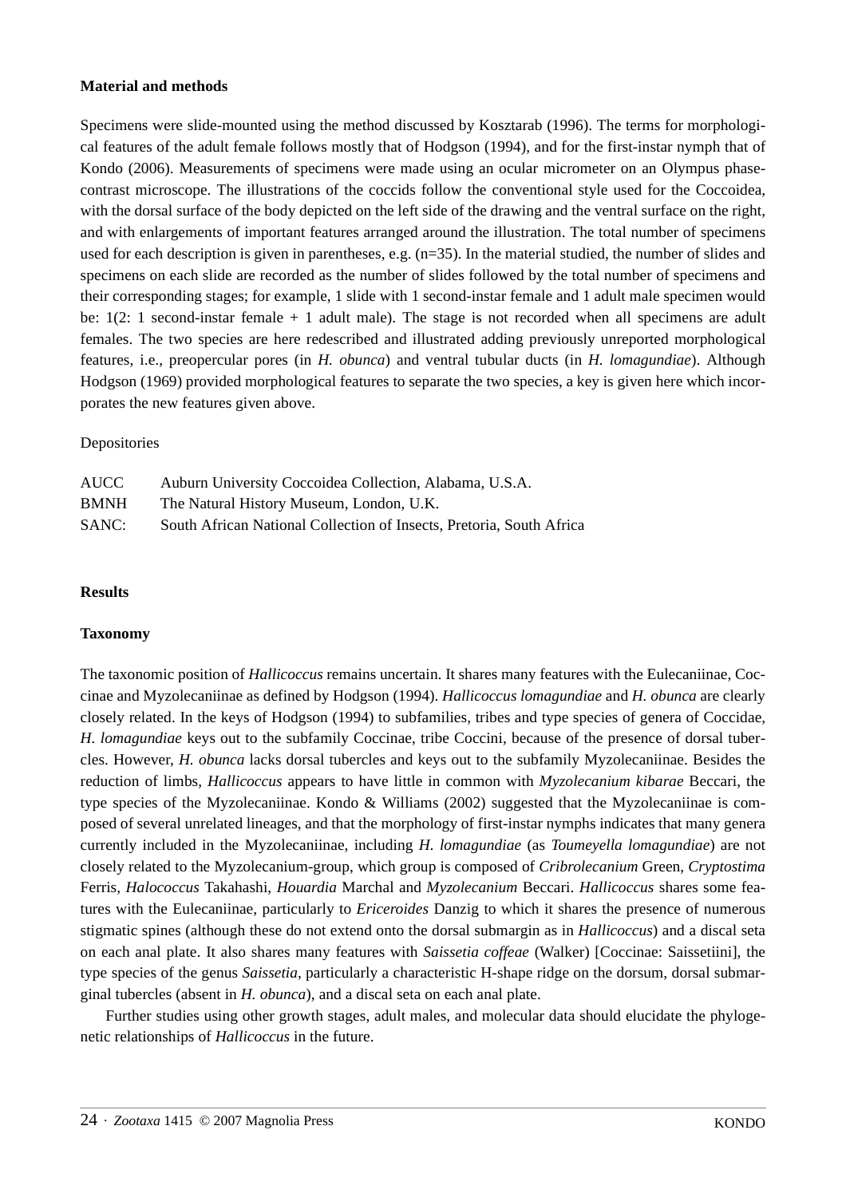## Material and methods

Specimens were slide-mounted using the method discussed by Kosztarab (1996). The terms for morphological features of the adult female follows mostly that of Hodgson (1994), and for the first-instar nymph that of Kondo (2006). Measurements of specimens were made using an ocular micrometer on an Olympus phase-contrast microscope. The illustrations of the coccids follow the conventional style used for the Coccoidea, with the dorsal surface of the body depicted on the left side of the drawing and the ventral surface on the right, and with enlargements of important features arranged around the illustration. The total number of specimens used for each description is given in parentheses, e.g. (n=35). In the material studied, the number of slides and specimens on each slide are recorded as the number of slides followed by the total number of specimens and their corresponding stages; for example, 1 slide with 1 second-instar female and 1 adult male specimen would be: 1(2: 1 second-instar female + 1 adult male). The stage is not recorded when all specimens are adult females. The two species are here redescribed and illustrated adding previously unreported morphological features, i.e., preopercular pores (in *H. obunca*) and ventral tubular ducts (in *H. lomagundiae*). Although Hodgson (1969) provided morphological features to separate the two species, a key is given here which incorporates the new features given above.

Depositories

| | |
|---|---|
| AUCC | Auburn University Coccoidea Collection, Alabama, U.S.A. |
| BMNH | The Natural History Museum, London, U.K. |
| SANC: | South African National Collection of Insects, Pretoria, South Africa |

## Results

### Taxonomy

The taxonomic position of *Hallicoccus* remains uncertain. It shares many features with the Eulecaniinae, Coccinae and Myzolecaniinae as defined by Hodgson (1994). *Hallicoccus lomagundiae* and *H. obunca* are clearly closely related. In the keys of Hodgson (1994) to subfamilies, tribes and type species of genera of Coccidae, *H. lomagundiae* keys out to the subfamily Coccinae, tribe Coccini, because of the presence of dorsal tubercles. However, *H. obunca* lacks dorsal tubercles and keys out to the subfamily Myzolecaniinae. Besides the reduction of limbs, *Hallicoccus* appears to have little in common with *Myzolecanium kibarae* Beccari, the type species of the Myzolecaniinae. Kondo & Williams (2002) suggested that the Myzolecaniinae is composed of several unrelated lineages, and that the morphology of first-instar nymphs indicates that many genera currently included in the Myzolecaniinae, including *H. lomagundiae* (as *Toumeyella lomagundiae*) are not closely related to the Myzolecanium-group, which group is composed of *Cribrolecanium* Green, *Cryptostima* Ferris, *Halococcus* Takahashi, *Houardia* Marchal and *Myzolecanium* Beccari. *Hallicoccus* shares some features with the Eulecaniinae, particularly to *Ericeroides* Danzig to which it shares the presence of numerous stigmatic spines (although these do not extend onto the dorsal submargin as in *Hallicoccus*) and a discal seta on each anal plate. It also shares many features with *Saissetia coffeae* (Walker) [Coccinae: Saissetiini], the type species of the genus *Saissetia*, particularly a characteristic H-shape ridge on the dorsum, dorsal submarginal tubercles (absent in *H. obunca*), and a discal seta on each anal plate.

Further studies using other growth stages, adult males, and molecular data should elucidate the phylogenetic relationships of *Hallicoccus* in the future.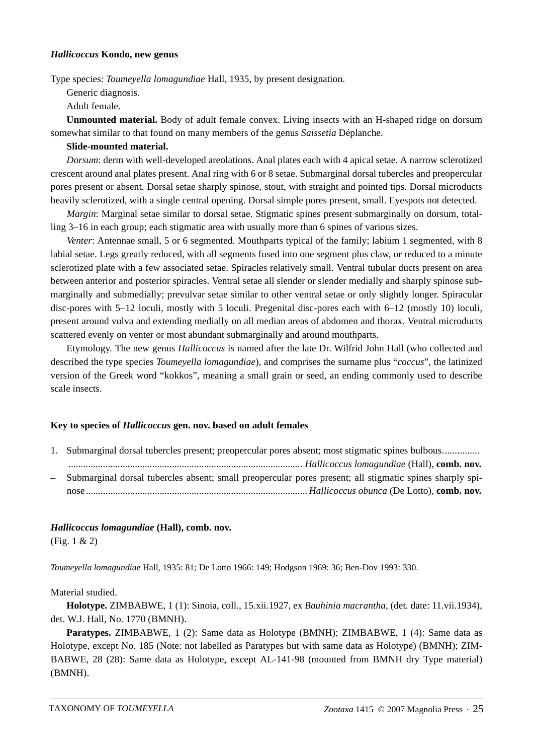### *Hallicoccus* Kondo, new genus

Type species: *Toumeyella lomagundiae* Hall, 1935, by present designation.

Generic diagnosis.

Adult female.

**Unmounted material.** Body of adult female convex. Living insects with an H-shaped ridge on dorsum somewhat similar to that found on many members of the genus *Saissetia* Déplanche.

**Slide-mounted material.**

*Dorsum*: derm with well-developed areolations. Anal plates each with 4 apical setae. A narrow sclerotized crescent around anal plates present. Anal ring with 6 or 8 setae. Submarginal dorsal tubercles and preopercular pores present or absent. Dorsal setae sharply spinose, stout, with straight and pointed tips. Dorsal microducts heavily sclerotized, with a single central opening. Dorsal simple pores present, small. Eyespots not detected.

*Margin*: Marginal setae similar to dorsal setae. Stigmatic spines present submarginally on dorsum, totalling 3–16 in each group; each stigmatic area with usually more than 6 spines of various sizes.

*Venter*: Antennae small, 5 or 6 segmented. Mouthparts typical of the family; labium 1 segmented, with 8 labial setae. Legs greatly reduced, with all segments fused into one segment plus claw, or reduced to a minute sclerotized plate with a few associated setae. Spiracles relatively small. Ventral tubular ducts present on area between anterior and posterior spiracles. Ventral setae all slender or slender medially and sharply spinose submarginally and submedially; prevulvar setae similar to other ventral setae or only slightly longer. Spiracular disc-pores with 5–12 loculi, mostly with 5 loculi. Pregenital disc-pores each with 6–12 (mostly 10) loculi, present around vulva and extending medially on all median areas of abdomen and thorax. Ventral microducts scattered evenly on venter or most abundant submarginally and around mouthparts.

Etymology. The new genus *Hallicoccus* is named after the late Dr. Wilfrid John Hall (who collected and described the type species *Toumeyella lomagundiae*), and comprises the surname plus "*coccus*", the latinized version of the Greek word "kokkos", meaning a small grain or seed, an ending commonly used to describe scale insects.

#### Key to species of *Hallicoccus* gen. nov. based on adult females

1. Submarginal dorsal tubercles present; preopercular pores absent; most stigmatic spines bulbous............................................................................................... *Hallicoccus lomagundiae* (Hall), **comb. nov.**

– Submarginal dorsal tubercles absent; small preopercular pores present; all stigmatic spines sharply spinose......................................................................................... *Hallicoccus obunca* (De Lotto), **comb. nov.**

### *Hallicoccus lomagundiae* (Hall), comb. nov.

(Fig. 1 & 2)

*Toumeyella lomagundiae* Hall, 1935: 81; De Lotto 1966: 149; Hodgson 1969: 36; Ben-Dov 1993: 330.

Material studied.

**Holotype.** ZIMBABWE, 1 (1): Sinoia, coll., 15.xii.1927, ex *Bauhinia macrantha*, (det. date: 11.vii.1934), det. W.J. Hall, No. 1770 (BMNH).

**Paratypes.** ZIMBABWE, 1 (2): Same data as Holotype (BMNH); ZIMBABWE, 1 (4): Same data as Holotype, except No. 185 (Note: not labelled as Paratypes but with same data as Holotype) (BMNH); ZIMBABWE, 28 (28): Same data as Holotype, except AL-141-98 (mounted from BMNH dry Type material) (BMNH).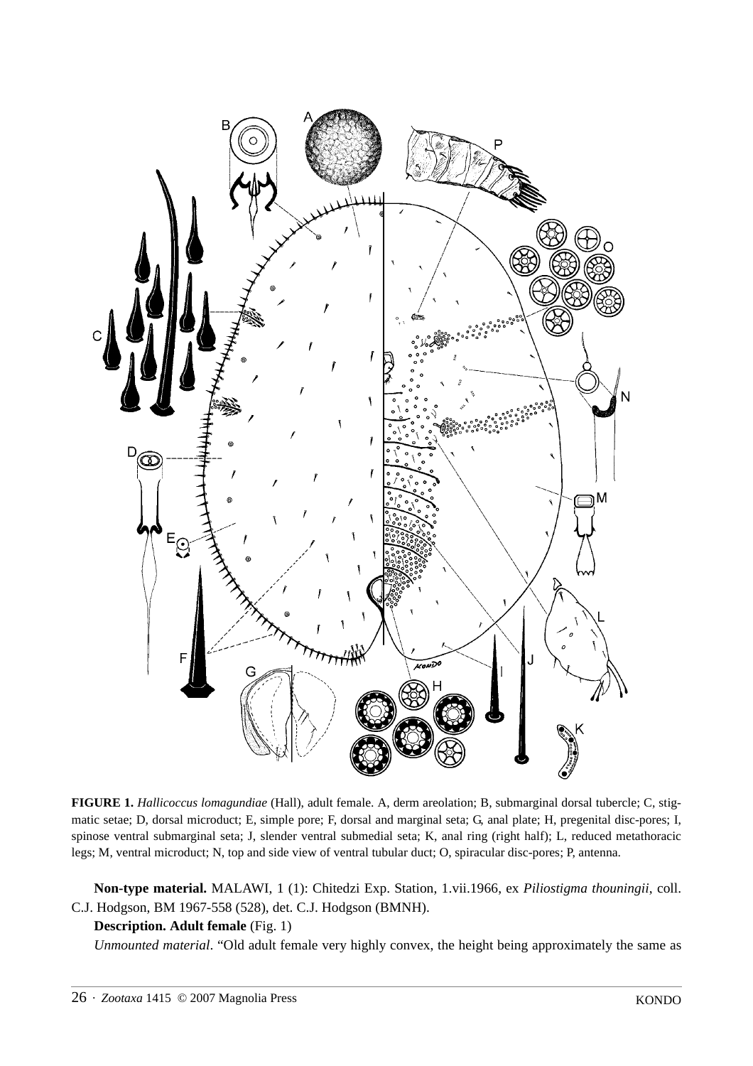**FIGURE 1.** *Hallicoccus lomagundiae* (Hall), adult female. A, derm areolation; B, submarginal dorsal tubercle; C, stigmatic setae; D, dorsal microduct; E, simple pore; F, dorsal and marginal seta; G, anal plate; H, pregenital disc-pores; I, spinose ventral submarginal seta; J, slender ventral submedial seta; K, anal ring (right half); L, reduced metathoracic legs; M, ventral microduct; N, top and side view of ventral tubular duct; O, spiracular disc-pores; P, antenna.

**Non-type material.** MALAWI, 1 (1): Chitedzi Exp. Station, 1.vii.1966, ex *Piliostigma thouningii*, coll. C.J. Hodgson, BM 1967-558 (528), det. C.J. Hodgson (BMNH).

**Description. Adult female** (Fig. 1)

*Unmounted material*. "Old adult female very highly convex, the height being approximately the same as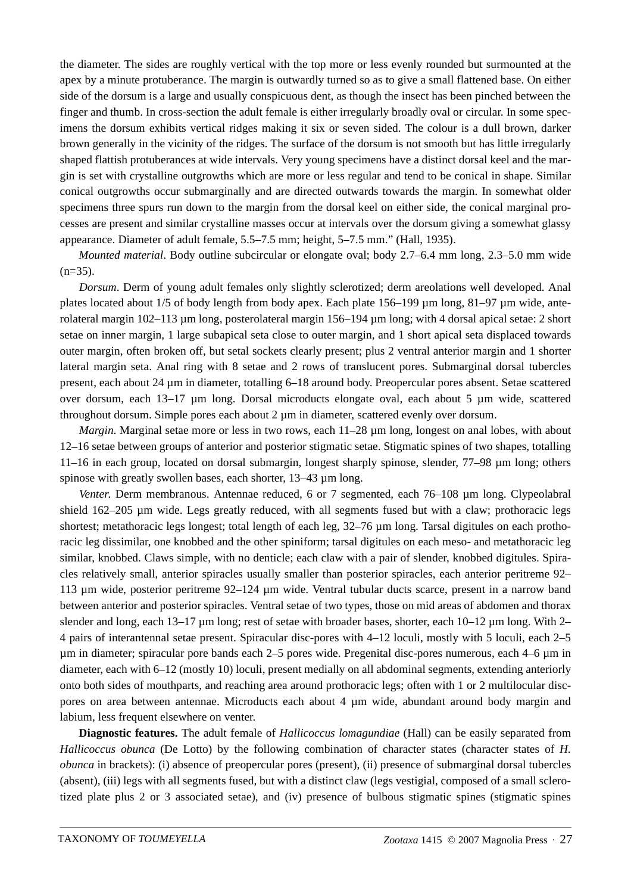the diameter. The sides are roughly vertical with the top more or less evenly rounded but surmounted at the apex by a minute protuberance. The margin is outwardly turned so as to give a small flattened base. On either side of the dorsum is a large and usually conspicuous dent, as though the insect has been pinched between the finger and thumb. In cross-section the adult female is either irregularly broadly oval or circular. In some specimens the dorsum exhibits vertical ridges making it six or seven sided. The colour is a dull brown, darker brown generally in the vicinity of the ridges. The surface of the dorsum is not smooth but has little irregularly shaped flattish protuberances at wide intervals. Very young specimens have a distinct dorsal keel and the margin is set with crystalline outgrowths which are more or less regular and tend to be conical in shape. Similar conical outgrowths occur submarginally and are directed outwards towards the margin. In somewhat older specimens three spurs run down to the margin from the dorsal keel on either side, the conical marginal processes are present and similar crystalline masses occur at intervals over the dorsum giving a somewhat glassy appearance. Diameter of adult female, 5.5–7.5 mm; height, 5–7.5 mm." (Hall, 1935).

*Mounted material*. Body outline subcircular or elongate oval; body 2.7–6.4 mm long, 2.3–5.0 mm wide (n=35).

*Dorsum*. Derm of young adult females only slightly sclerotized; derm areolations well developed. Anal plates located about 1/5 of body length from body apex. Each plate 156–199 µm long, 81–97 µm wide, anterolateral margin 102–113 µm long, posterolateral margin 156–194 µm long; with 4 dorsal apical setae: 2 short setae on inner margin, 1 large subapical seta close to outer margin, and 1 short apical seta displaced towards outer margin, often broken off, but setal sockets clearly present; plus 2 ventral anterior margin and 1 shorter lateral margin seta. Anal ring with 8 setae and 2 rows of translucent pores. Submarginal dorsal tubercles present, each about 24 µm in diameter, totalling 6–18 around body. Preopercular pores absent. Setae scattered over dorsum, each 13–17 µm long. Dorsal microducts elongate oval, each about 5 µm wide, scattered throughout dorsum. Simple pores each about 2 µm in diameter, scattered evenly over dorsum.

*Margin*. Marginal setae more or less in two rows, each 11–28 µm long, longest on anal lobes, with about 12–16 setae between groups of anterior and posterior stigmatic setae. Stigmatic spines of two shapes, totalling 11–16 in each group, located on dorsal submargin, longest sharply spinose, slender, 77–98 µm long; others spinose with greatly swollen bases, each shorter, 13–43 µm long.

*Venter.* Derm membranous. Antennae reduced, 6 or 7 segmented, each 76–108 µm long. Clypeolabral shield 162–205 µm wide. Legs greatly reduced, with all segments fused but with a claw; prothoracic legs shortest; metathoracic legs longest; total length of each leg, 32–76 µm long. Tarsal digitules on each prothoracic leg dissimilar, one knobbed and the other spiniform; tarsal digitules on each meso- and metathoracic leg similar, knobbed. Claws simple, with no denticle; each claw with a pair of slender, knobbed digitules. Spiracles relatively small, anterior spiracles usually smaller than posterior spiracles, each anterior peritreme 92–113 µm wide, posterior peritreme 92–124 µm wide. Ventral tubular ducts scarce, present in a narrow band between anterior and posterior spiracles. Ventral setae of two types, those on mid areas of abdomen and thorax slender and long, each 13–17 µm long; rest of setae with broader bases, shorter, each 10–12 µm long. With 2–4 pairs of interantennal setae present. Spiracular disc-pores with 4–12 loculi, mostly with 5 loculi, each 2–5 µm in diameter; spiracular pore bands each 2–5 pores wide. Pregenital disc-pores numerous, each 4–6 µm in diameter, each with 6–12 (mostly 10) loculi, present medially on all abdominal segments, extending anteriorly onto both sides of mouthparts, and reaching area around prothoracic legs; often with 1 or 2 multilocular disc-pores on area between antennae. Microducts each about 4 µm wide, abundant around body margin and labium, less frequent elsewhere on venter.

**Diagnostic features.** The adult female of *Hallicoccus lomagundiae* (Hall) can be easily separated from *Hallicoccus obunca* (De Lotto) by the following combination of character states (character states of *H. obunca* in brackets): (i) absence of preopercular pores (present), (ii) presence of submarginal dorsal tubercles (absent), (iii) legs with all segments fused, but with a distinct claw (legs vestigial, composed of a small sclerotized plate plus 2 or 3 associated setae), and (iv) presence of bulbous stigmatic spines (stigmatic spines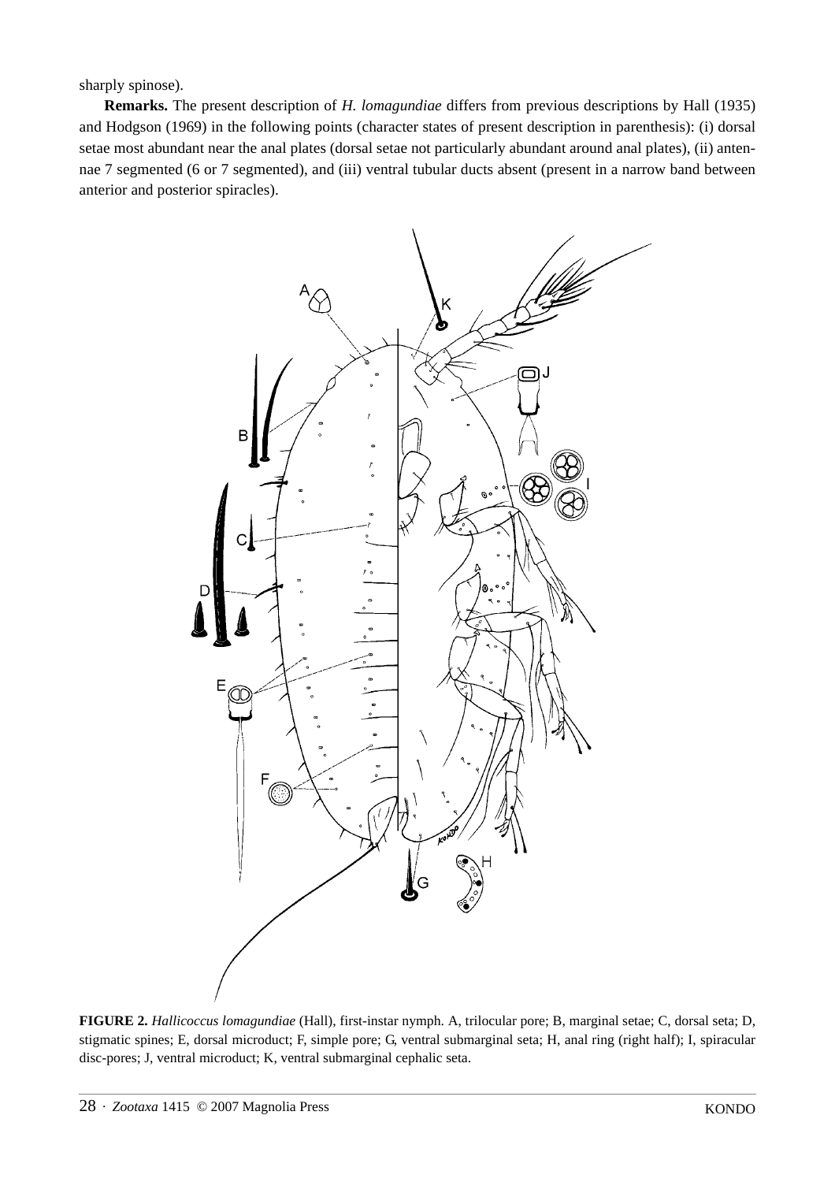sharply spinose).

**Remarks.** The present description of *H. lomagundiae* differs from previous descriptions by Hall (1935) and Hodgson (1969) in the following points (character states of present description in parenthesis): (i) dorsal setae most abundant near the anal plates (dorsal setae not particularly abundant around anal plates), (ii) antennae 7 segmented (6 or 7 segmented), and (iii) ventral tubular ducts absent (present in a narrow band between anterior and posterior spiracles).

**FIGURE 2.** *Hallicoccus lomagundiae* (Hall), first-instar nymph. A, trilocular pore; B, marginal setae; C, dorsal seta; D, stigmatic spines; E, dorsal microduct; F, simple pore; G, ventral submarginal seta; H, anal ring (right half); I, spiracular disc-pores; J, ventral microduct; K, ventral submarginal cephalic seta.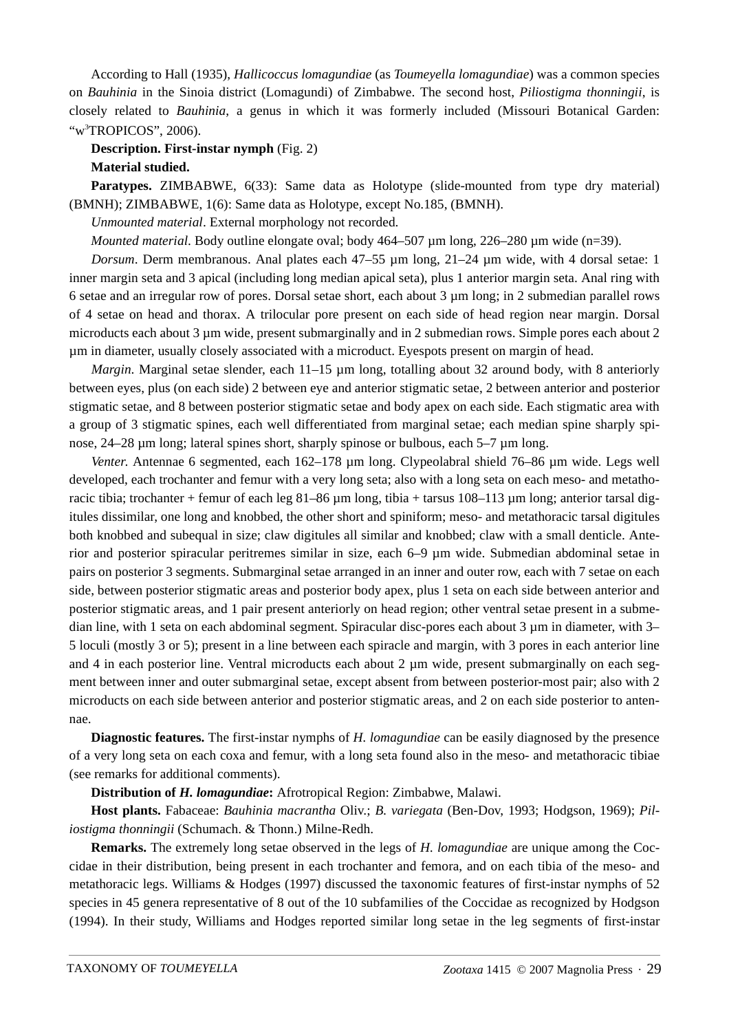According to Hall (1935), *Hallicoccus lomagundiae* (as *Toumeyella lomagundiae*) was a common species on *Bauhinia* in the Sinoia district (Lomagundi) of Zimbabwe. The second host, *Piliostigma thonningii*, is closely related to *Bauhinia*, a genus in which it was formerly included (Missouri Botanical Garden: "w[3]TROPICOS", 2006).

**Description. First-instar nymph** (Fig. 2)

**Material studied.**

**Paratypes.** ZIMBABWE, 6(33): Same data as Holotype (slide-mounted from type dry material) (BMNH); ZIMBABWE, 1(6): Same data as Holotype, except No.185, (BMNH).

*Unmounted material*. External morphology not recorded.

*Mounted material*. Body outline elongate oval; body 464–507 µm long, 226–280 µm wide (n=39).

*Dorsum*. Derm membranous. Anal plates each 47–55 µm long, 21–24 µm wide, with 4 dorsal setae: 1 inner margin seta and 3 apical (including long median apical seta), plus 1 anterior margin seta. Anal ring with 6 setae and an irregular row of pores. Dorsal setae short, each about 3 µm long; in 2 submedian parallel rows of 4 setae on head and thorax. A trilocular pore present on each side of head region near margin. Dorsal microducts each about 3 µm wide, present submarginally and in 2 submedian rows. Simple pores each about 2 µm in diameter, usually closely associated with a microduct. Eyespots present on margin of head.

*Margin*. Marginal setae slender, each 11–15 µm long, totalling about 32 around body, with 8 anteriorly between eyes, plus (on each side) 2 between eye and anterior stigmatic setae, 2 between anterior and posterior stigmatic setae, and 8 between posterior stigmatic setae and body apex on each side. Each stigmatic area with a group of 3 stigmatic spines, each well differentiated from marginal setae; each median spine sharply spinose, 24–28 µm long; lateral spines short, sharply spinose or bulbous, each 5–7 µm long.

*Venter.* Antennae 6 segmented, each 162–178 µm long. Clypeolabral shield 76–86 µm wide. Legs well developed, each trochanter and femur with a very long seta; also with a long seta on each meso- and metathoracic tibia; trochanter + femur of each leg 81–86 µm long, tibia + tarsus 108–113 µm long; anterior tarsal digitules dissimilar, one long and knobbed, the other short and spiniform; meso- and metathoracic tarsal digitules both knobbed and subequal in size; claw digitules all similar and knobbed; claw with a small denticle. Anterior and posterior spiracular peritremes similar in size, each 6–9 µm wide. Submedian abdominal setae in pairs on posterior 3 segments. Submarginal setae arranged in an inner and outer row, each with 7 setae on each side, between posterior stigmatic areas and posterior body apex, plus 1 seta on each side between anterior and posterior stigmatic areas, and 1 pair present anteriorly on head region; other ventral setae present in a submedian line, with 1 seta on each abdominal segment. Spiracular disc-pores each about 3 µm in diameter, with 3–5 loculi (mostly 3 or 5); present in a line between each spiracle and margin, with 3 pores in each anterior line and 4 in each posterior line. Ventral microducts each about 2 µm wide, present submarginally on each segment between inner and outer submarginal setae, except absent from between posterior-most pair; also with 2 microducts on each side between anterior and posterior stigmatic areas, and 2 on each side posterior to antennae.

**Diagnostic features.** The first-instar nymphs of *H. lomagundiae* can be easily diagnosed by the presence of a very long seta on each coxa and femur, with a long seta found also in the meso- and metathoracic tibiae (see remarks for additional comments).

**Distribution of *H. lomagundiae*:** Afrotropical Region: Zimbabwe, Malawi.

**Host plants.** Fabaceae: *Bauhinia macrantha* Oliv.; *B. variegata* (Ben-Dov, 1993; Hodgson, 1969); *Piliostigma thonningii* (Schumach. & Thonn.) Milne-Redh.

**Remarks.** The extremely long setae observed in the legs of *H. lomagundiae* are unique among the Coccidae in their distribution, being present in each trochanter and femora, and on each tibia of the meso- and metathoracic legs. Williams & Hodges (1997) discussed the taxonomic features of first-instar nymphs of 52 species in 45 genera representative of 8 out of the 10 subfamilies of the Coccidae as recognized by Hodgson (1994). In their study, Williams and Hodges reported similar long setae in the leg segments of first-instar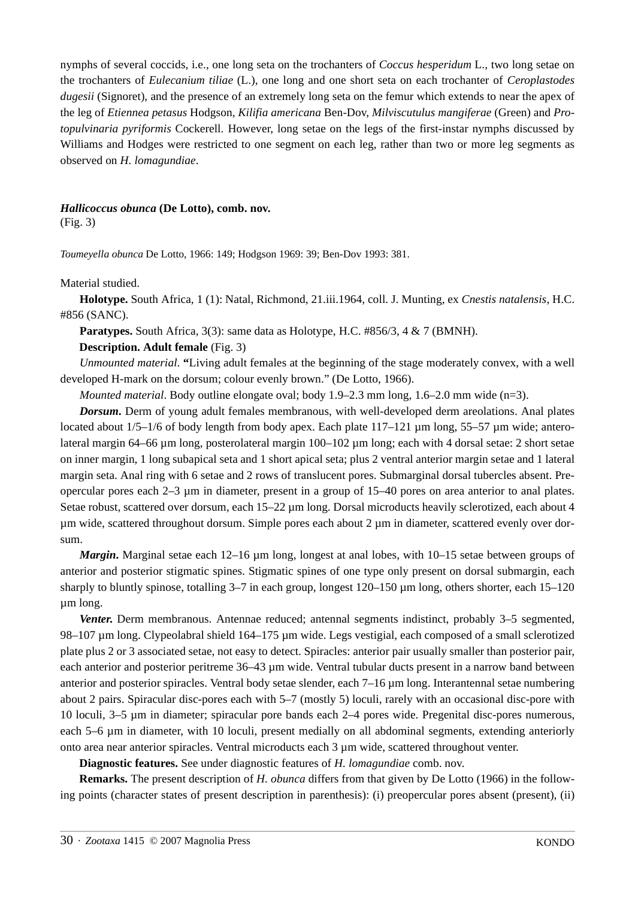nymphs of several coccids, i.e., one long seta on the trochanters of *Coccus hesperidum* L., two long setae on the trochanters of *Eulecanium tiliae* (L.), one long and one short seta on each trochanter of *Ceroplastodes dugesii* (Signoret), and the presence of an extremely long seta on the femur which extends to near the apex of the leg of *Etiennea petasus* Hodgson, *Kilifia americana* Ben-Dov, *Milviscutulus mangiferae* (Green) and *Protopulvinaria pyriformis* Cockerell. However, long setae on the legs of the first-instar nymphs discussed by Williams and Hodges were restricted to one segment on each leg, rather than two or more leg segments as observed on *H. lomagundiae*.

## *Hallicoccus obunca* (De Lotto), comb. nov.

(Fig. 3)

*Toumeyella obunca* De Lotto, 1966: 149; Hodgson 1969: 39; Ben-Dov 1993: 381.

Material studied.

**Holotype.** South Africa, 1 (1): Natal, Richmond, 21.iii.1964, coll. J. Munting, ex *Cnestis natalensis*, H.C. #856 (SANC).

**Paratypes.** South Africa, 3(3): same data as Holotype, H.C. #856/3, 4 & 7 (BMNH).

**Description. Adult female** (Fig. 3)

*Unmounted material.* "Living adult females at the beginning of the stage moderately convex, with a well developed H-mark on the dorsum; colour evenly brown." (De Lotto, 1966).

*Mounted material*. Body outline elongate oval; body 1.9–2.3 mm long, 1.6–2.0 mm wide (n=3).

***Dorsum*.** Derm of young adult females membranous, with well-developed derm areolations. Anal plates located about 1/5–1/6 of body length from body apex. Each plate 117–121 µm long, 55–57 µm wide; anterolateral margin 64–66 µm long, posterolateral margin 100–102 µm long; each with 4 dorsal setae: 2 short setae on inner margin, 1 long subapical seta and 1 short apical seta; plus 2 ventral anterior margin setae and 1 lateral margin seta. Anal ring with 6 setae and 2 rows of translucent pores. Submarginal dorsal tubercles absent. Preopercular pores each 2–3 µm in diameter, present in a group of 15–40 pores on area anterior to anal plates. Setae robust, scattered over dorsum, each 15–22 µm long. Dorsal microducts heavily sclerotized, each about 4 µm wide, scattered throughout dorsum. Simple pores each about 2 µm in diameter, scattered evenly over dorsum.

***Margin*.** Marginal setae each 12–16 µm long, longest at anal lobes, with 10–15 setae between groups of anterior and posterior stigmatic spines. Stigmatic spines of one type only present on dorsal submargin, each sharply to bluntly spinose, totalling 3–7 in each group, longest 120–150 µm long, others shorter, each 15–120 µm long.

***Venter.*** Derm membranous. Antennae reduced; antennal segments indistinct, probably 3–5 segmented, 98–107 µm long. Clypeolabral shield 164–175 µm wide. Legs vestigial, each composed of a small sclerotized plate plus 2 or 3 associated setae, not easy to detect. Spiracles: anterior pair usually smaller than posterior pair, each anterior and posterior peritreme 36–43 µm wide. Ventral tubular ducts present in a narrow band between anterior and posterior spiracles. Ventral body setae slender, each 7–16 µm long. Interantennal setae numbering about 2 pairs. Spiracular disc-pores each with 5–7 (mostly 5) loculi, rarely with an occasional disc-pore with 10 loculi, 3–5 µm in diameter; spiracular pore bands each 2–4 pores wide. Pregenital disc-pores numerous, each 5–6 µm in diameter, with 10 loculi, present medially on all abdominal segments, extending anteriorly onto area near anterior spiracles. Ventral microducts each 3 µm wide, scattered throughout venter.

**Diagnostic features.** See under diagnostic features of *H. lomagundiae* comb. nov.

**Remarks.** The present description of *H. obunca* differs from that given by De Lotto (1966) in the following points (character states of present description in parenthesis): (i) preopercular pores absent (present), (ii)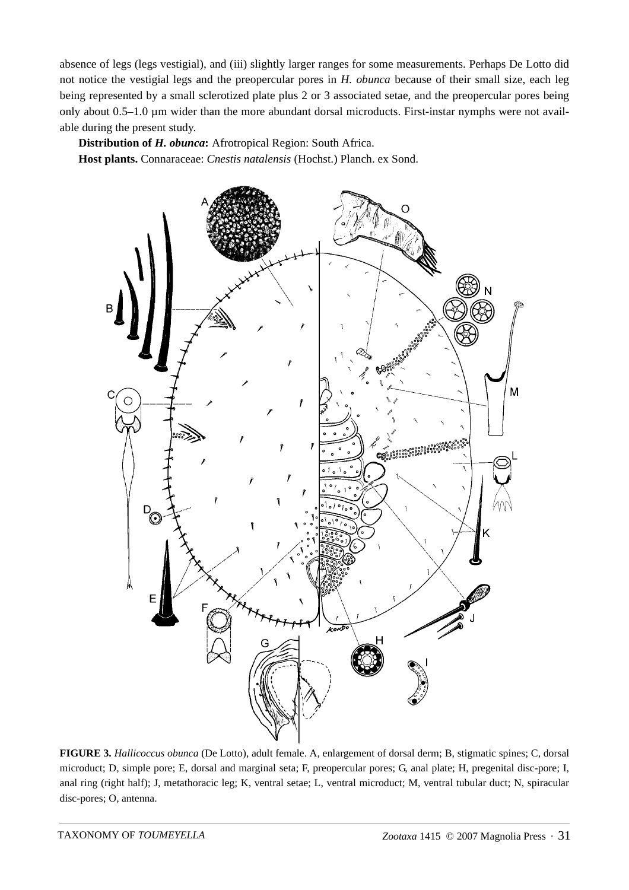absence of legs (legs vestigial), and (iii) slightly larger ranges for some measurements. Perhaps De Lotto did not notice the vestigial legs and the preopercular pores in *H. obunca* because of their small size, each leg being represented by a small sclerotized plate plus 2 or 3 associated setae, and the preopercular pores being only about 0.5–1.0 µm wider than the more abundant dorsal microducts. First-instar nymphs were not available during the present study.

**Distribution of *H. obunca*:** Afrotropical Region: South Africa.

**Host plants.** Connaraceae: *Cnestis natalensis* (Hochst.) Planch. ex Sond.

**FIGURE 3.** *Hallicoccus obunca* (De Lotto), adult female. A, enlargement of dorsal derm; B, stigmatic spines; C, dorsal microduct; D, simple pore; E, dorsal and marginal seta; F, preopercular pores; G, anal plate; H, pregenital disc-pore; I, anal ring (right half); J, metathoracic leg; K, ventral setae; L, ventral microduct; M, ventral tubular duct; N, spiracular disc-pores; O, antenna.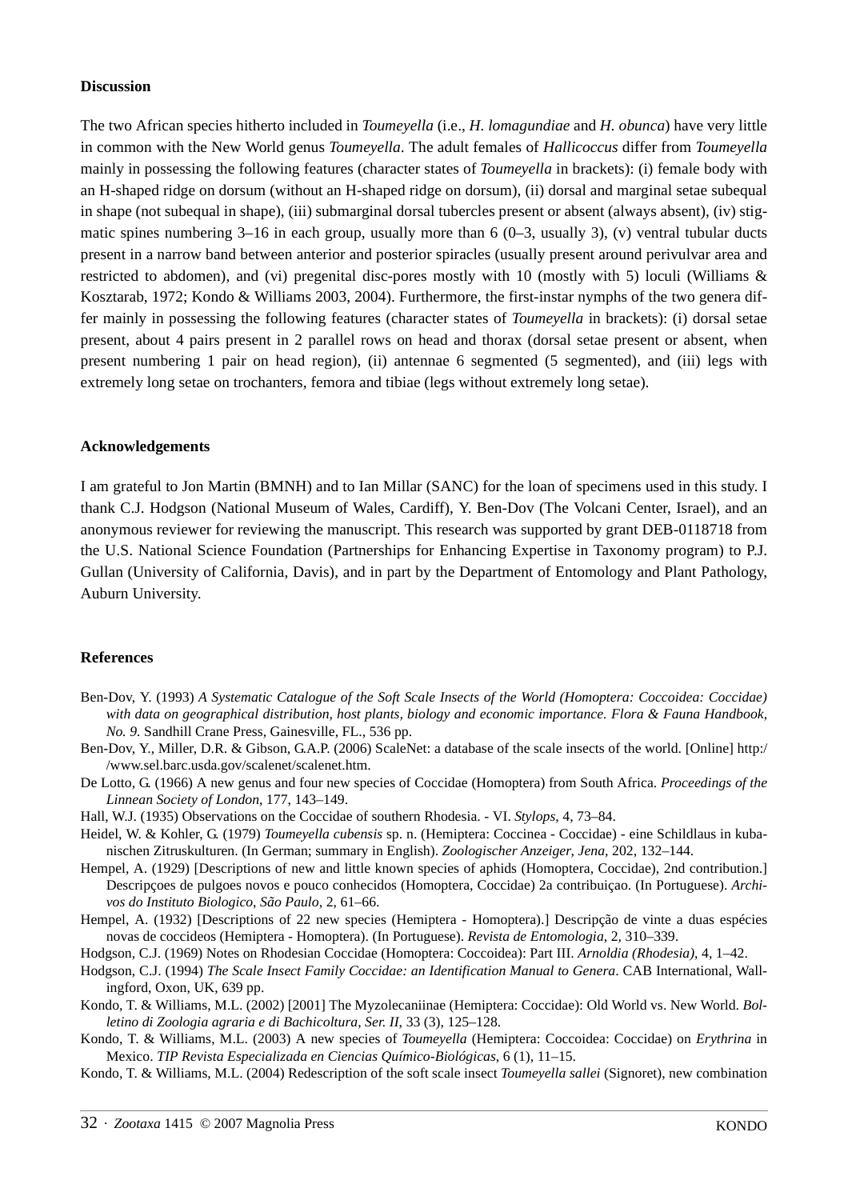## Discussion

The two African species hitherto included in *Toumeyella* (i.e., *H. lomagundiae* and *H. obunca*) have very little in common with the New World genus *Toumeyella*. The adult females of *Hallicoccus* differ from *Toumeyella* mainly in possessing the following features (character states of *Toumeyella* in brackets): (i) female body with an H-shaped ridge on dorsum (without an H-shaped ridge on dorsum), (ii) dorsal and marginal setae subequal in shape (not subequal in shape), (iii) submarginal dorsal tubercles present or absent (always absent), (iv) stigmatic spines numbering 3–16 in each group, usually more than 6 (0–3, usually 3), (v) ventral tubular ducts present in a narrow band between anterior and posterior spiracles (usually present around perivulvar area and restricted to abdomen), and (vi) pregenital disc-pores mostly with 10 (mostly with 5) loculi (Williams & Kosztarab, 1972; Kondo & Williams 2003, 2004). Furthermore, the first-instar nymphs of the two genera differ mainly in possessing the following features (character states of *Toumeyella* in brackets): (i) dorsal setae present, about 4 pairs present in 2 parallel rows on head and thorax (dorsal setae present or absent, when present numbering 1 pair on head region), (ii) antennae 6 segmented (5 segmented), and (iii) legs with extremely long setae on trochanters, femora and tibiae (legs without extremely long setae).

## Acknowledgements

I am grateful to Jon Martin (BMNH) and to Ian Millar (SANC) for the loan of specimens used in this study. I thank C.J. Hodgson (National Museum of Wales, Cardiff), Y. Ben-Dov (The Volcani Center, Israel), and an anonymous reviewer for reviewing the manuscript. This research was supported by grant DEB-0118718 from the U.S. National Science Foundation (Partnerships for Enhancing Expertise in Taxonomy program) to P.J. Gullan (University of California, Davis), and in part by the Department of Entomology and Plant Pathology, Auburn University.

## References

Ben-Dov, Y. (1993) *A Systematic Catalogue of the Soft Scale Insects of the World (Homoptera: Coccoidea: Coccidae) with data on geographical distribution, host plants, biology and economic importance. Flora & Fauna Handbook, No. 9.* Sandhill Crane Press, Gainesville, FL., 536 pp.

Ben-Dov, Y., Miller, D.R. & Gibson, G.A.P. (2006) ScaleNet: a database of the scale insects of the world. [Online] http://www.sel.barc.usda.gov/scalenet/scalenet.htm.

De Lotto, G. (1966) A new genus and four new species of Coccidae (Homoptera) from South Africa. *Proceedings of the Linnean Society of London*, 177, 143–149.

Hall, W.J. (1935) Observations on the Coccidae of southern Rhodesia. - VI. *Stylops*, 4, 73–84.

Heidel, W. & Kohler, G. (1979) *Toumeyella cubensis* sp. n. (Hemiptera: Coccinea - Coccidae) - eine Schildlaus in kubanischen Zitruskulturen. (In German; summary in English). *Zoologischer Anzeiger, Jena*, 202, 132–144.

Hempel, A. (1929) [Descriptions of new and little known species of aphids (Homoptera, Coccidae), 2nd contribution.] Descripçoes de pulgoes novos e pouco conhecidos (Homoptera, Coccidae) 2a contribuiçao. (In Portuguese). *Archivos do Instituto Biologico, São Paulo*, 2, 61–66.

Hempel, A. (1932) [Descriptions of 22 new species (Hemiptera - Homoptera).] Descripção de vinte a duas espécies novas de coccideos (Hemiptera - Homoptera). (In Portuguese). *Revista de Entomologia*, 2, 310–339.

Hodgson, C.J. (1969) Notes on Rhodesian Coccidae (Homoptera: Coccoidea): Part III. *Arnoldia (Rhodesia)*, 4, 1–42.

Hodgson, C.J. (1994) *The Scale Insect Family Coccidae: an Identification Manual to Genera*. CAB International, Wallingford, Oxon, UK, 639 pp.

Kondo, T. & Williams, M.L. (2002) [2001] The Myzolecaniinae (Hemiptera: Coccidae): Old World vs. New World. *Bolletino di Zoologia agraria e di Bachicoltura, Ser. II*, 33 (3), 125–128.

Kondo, T. & Williams, M.L. (2003) A new species of *Toumeyella* (Hemiptera: Coccoidea: Coccidae) on *Erythrina* in Mexico. *TIP Revista Especializada en Ciencias Químico-Biológicas*, 6 (1), 11–15.

Kondo, T. & Williams, M.L. (2004) Redescription of the soft scale insect *Toumeyella sallei* (Signoret), new combination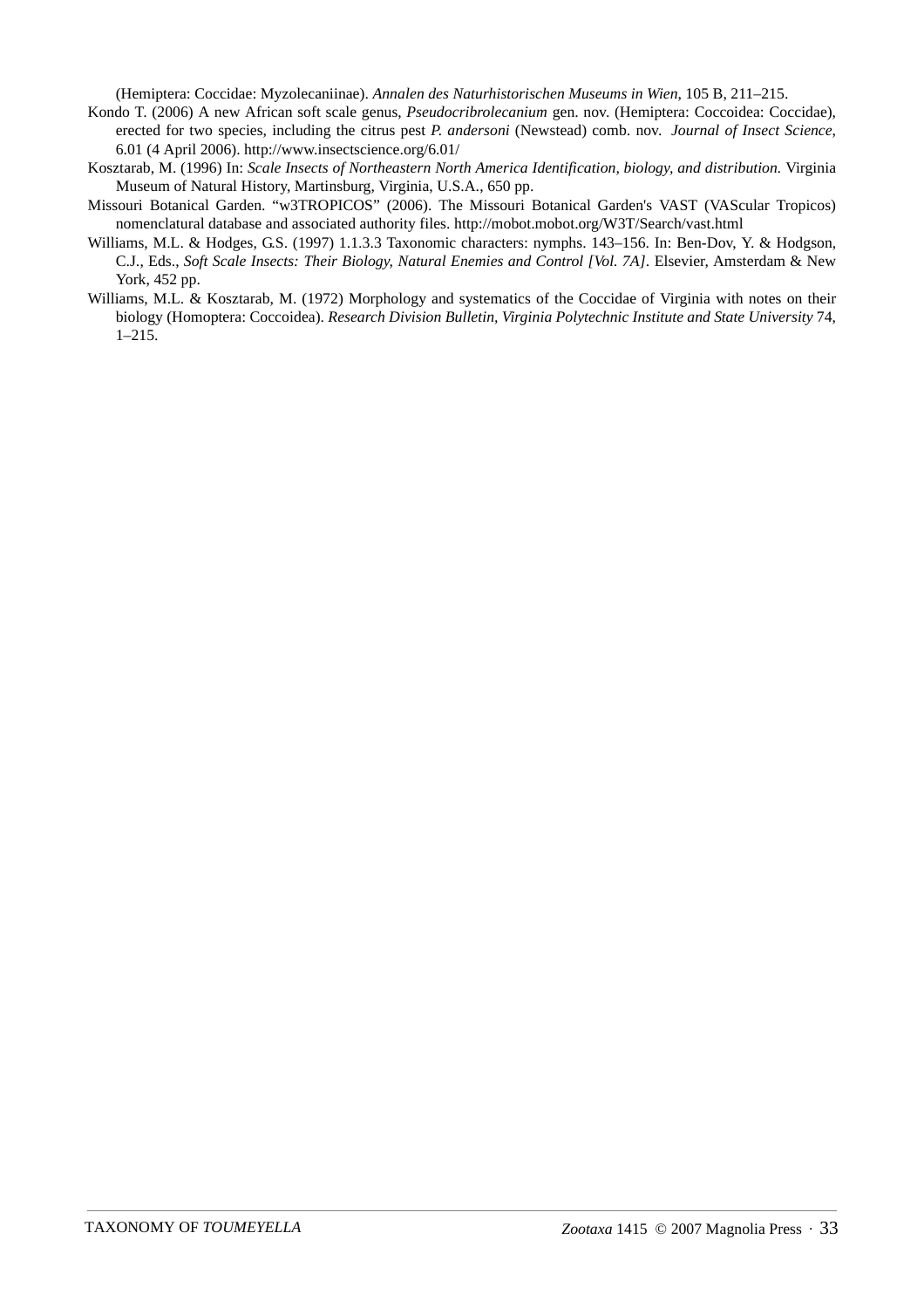(Hemiptera: Coccidae: Myzolecaniinae). *Annalen des Naturhistorischen Museums in Wien*, 105 B, 211–215.

Kondo T. (2006) A new African soft scale genus, *Pseudocribrolecanium* gen. nov. (Hemiptera: Coccoidea: Coccidae), erected for two species, including the citrus pest *P. andersoni* (Newstead) comb. nov. *Journal of Insect Science*, 6.01 (4 April 2006). http://www.insectscience.org/6.01/

Kosztarab, M. (1996) In: *Scale Insects of Northeastern North America Identification, biology, and distribution.* Virginia Museum of Natural History, Martinsburg, Virginia, U.S.A., 650 pp.

Missouri Botanical Garden. "w3TROPICOS" (2006). The Missouri Botanical Garden's VAST (VAScular Tropicos) nomenclatural database and associated authority files. http://mobot.mobot.org/W3T/Search/vast.html

Williams, M.L. & Hodges, G.S. (1997) 1.1.3.3 Taxonomic characters: nymphs. 143–156. In: Ben-Dov, Y. & Hodgson, C.J., Eds., *Soft Scale Insects: Their Biology, Natural Enemies and Control [Vol. 7A]*. Elsevier, Amsterdam & New York, 452 pp.

Williams, M.L. & Kosztarab, M. (1972) Morphology and systematics of the Coccidae of Virginia with notes on their biology (Homoptera: Coccoidea). *Research Division Bulletin, Virginia Polytechnic Institute and State University* 74, 1–215.